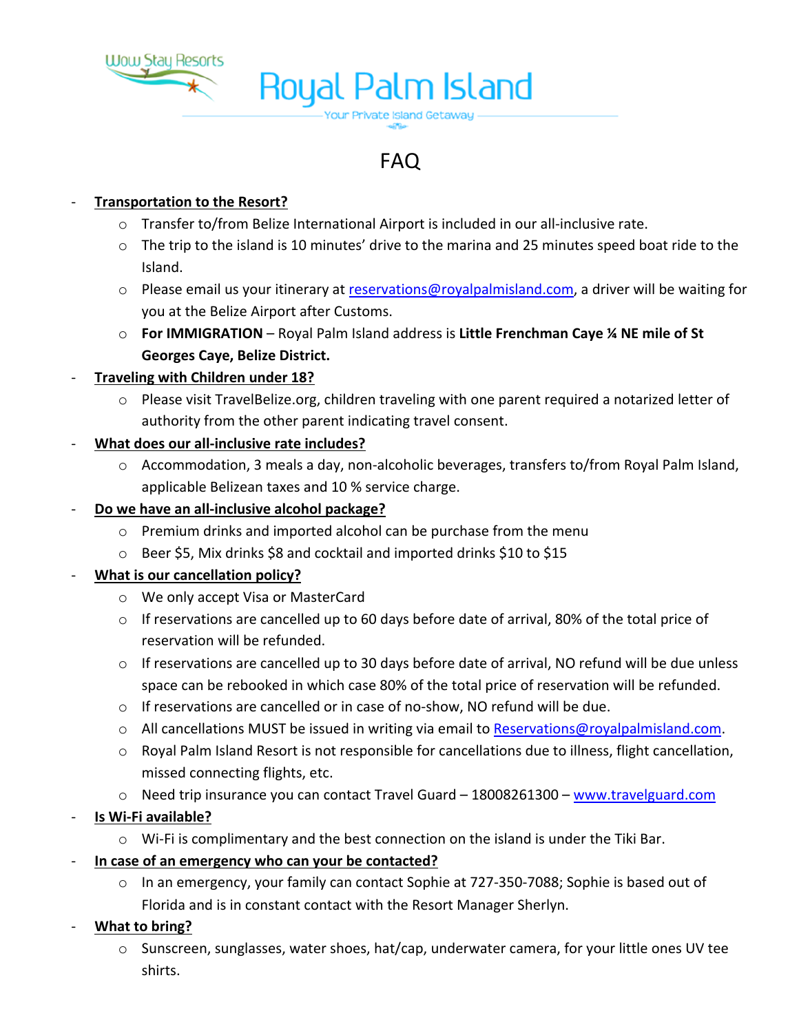Wow Stay Resorts

# Royal Palm Island

Your Private Island Getaway

## FAQ

- **Transportation to the Resort?**
  - Transfer to/from Belize International Airport is included in our all-inclusive rate.
  - The trip to the island is 10 minutes' drive to the marina and 25 minutes speed boat ride to the Island.
  - Please email us your itinerary at reservations@royalpalmisland.com, a driver will be waiting for you at the Belize Airport after Customs.
  - **For IMMIGRATION** – Royal Palm Island address is **Little Frenchman Caye ¼ NE mile of St Georges Caye, Belize District.**
- **Traveling with Children under 18?**
  - Please visit TravelBelize.org, children traveling with one parent required a notarized letter of authority from the other parent indicating travel consent.
- **What does our all-inclusive rate includes?**
  - Accommodation, 3 meals a day, non-alcoholic beverages, transfers to/from Royal Palm Island, applicable Belizean taxes and 10 % service charge.
- **Do we have an all-inclusive alcohol package?**
  - Premium drinks and imported alcohol can be purchase from the menu
  - Beer $5, Mix drinks $8 and cocktail and imported drinks $10 to $15
- **What is our cancellation policy?**
  - We only accept Visa or MasterCard
  - If reservations are cancelled up to 60 days before date of arrival, 80% of the total price of reservation will be refunded.
  - If reservations are cancelled up to 30 days before date of arrival, NO refund will be due unless space can be rebooked in which case 80% of the total price of reservation will be refunded.
  - If reservations are cancelled or in case of no-show, NO refund will be due.
  - All cancellations MUST be issued in writing via email to Reservations@royalpalmisland.com.
  - Royal Palm Island Resort is not responsible for cancellations due to illness, flight cancellation, missed connecting flights, etc.
  - Need trip insurance you can contact Travel Guard – 18008261300 – www.travelguard.com
- **Is Wi-Fi available?**
  - Wi-Fi is complimentary and the best connection on the island is under the Tiki Bar.
- **In case of an emergency who can your be contacted?**
  - In an emergency, your family can contact Sophie at 727-350-7088; Sophie is based out of Florida and is in constant contact with the Resort Manager Sherlyn.
- **What to bring?**
  - Sunscreen, sunglasses, water shoes, hat/cap, underwater camera, for your little ones UV tee shirts.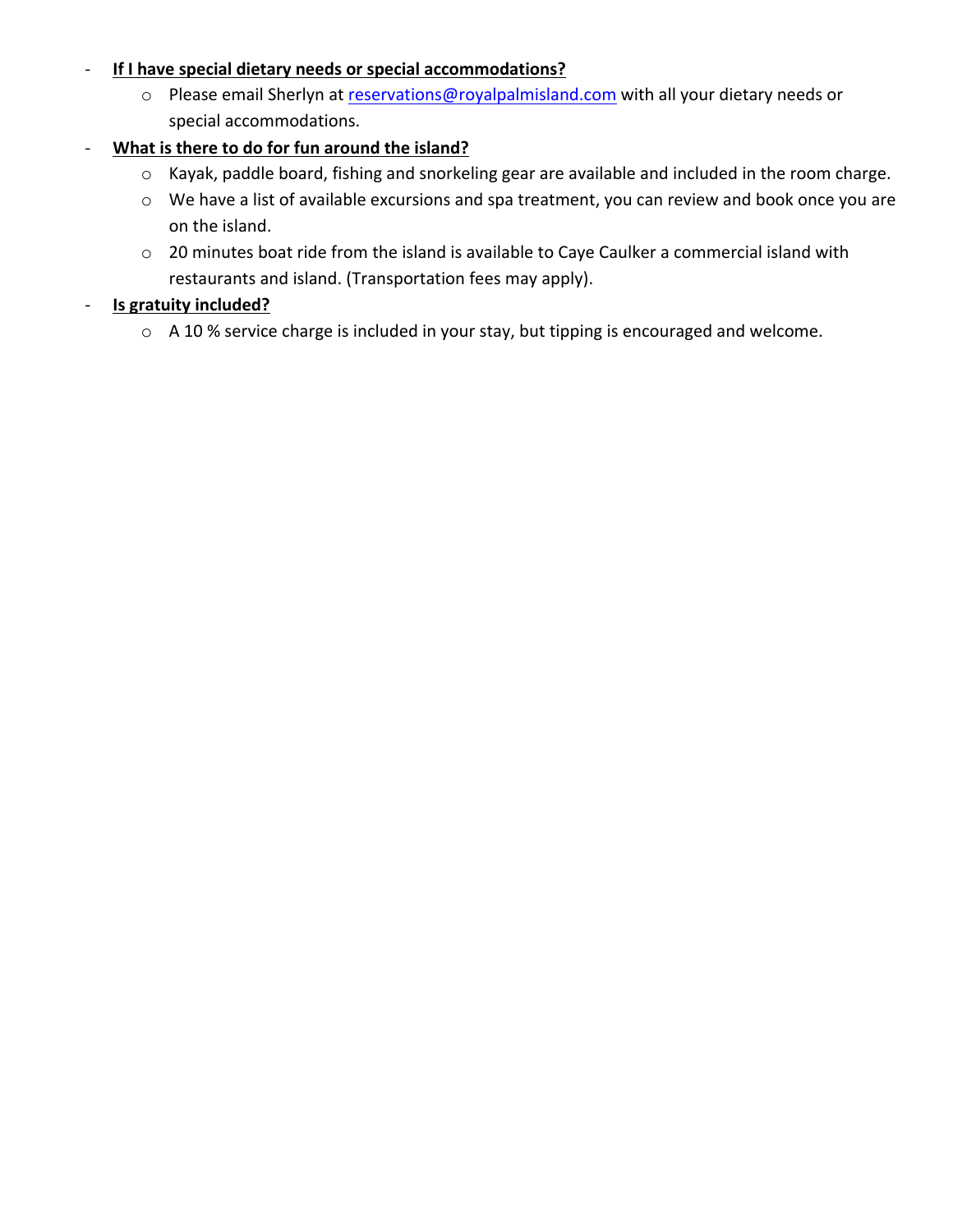- **<u>If I have special dietary needs or special accommodations?</u>**
  - Please email Sherlyn at [reservations@royalpalmisland.com](mailto:reservations@royalpalmisland.com) with all your dietary needs or special accommodations.
- **<u>What is there to do for fun around the island?</u>**
  - Kayak, paddle board, fishing and snorkeling gear are available and included in the room charge.
  - We have a list of available excursions and spa treatment, you can review and book once you are on the island.
  - 20 minutes boat ride from the island is available to Caye Caulker a commercial island with restaurants and island. (Transportation fees may apply).
- **<u>Is gratuity included?</u>**
  - A 10 % service charge is included in your stay, but tipping is encouraged and welcome.